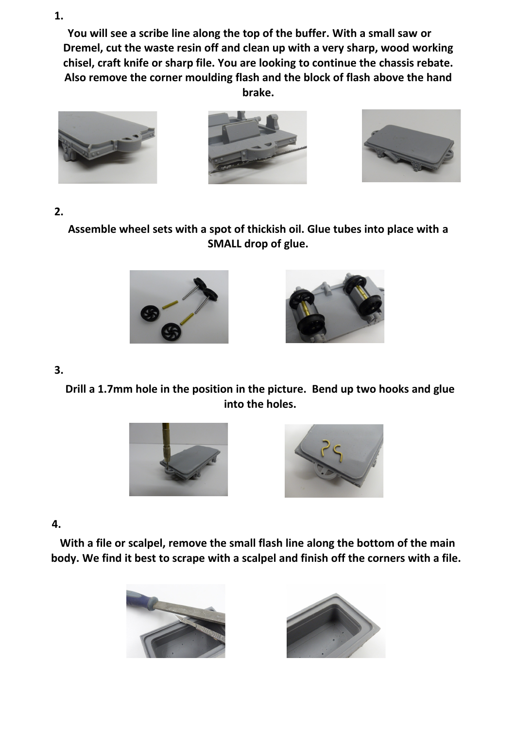1.

**You will see a scribe line along the top of the buffer. With a small saw or Dremel, cut the waste resin off and clean up with a very sharp, wood working chisel, craft knife or sharp file. You are looking to continue the chassis rebate. Also remove the corner moulding flash and the block of flash above the hand brake.**

2.

**Assemble wheel sets with a spot of thickish oil. Glue tubes into place with a SMALL drop of glue.**

3.

**Drill a 1.7mm hole in the position in the picture. Bend up two hooks and glue into the holes.**

4.

**With a file or scalpel, remove the small flash line along the bottom of the main body. We find it best to scrape with a scalpel and finish off the corners with a file.**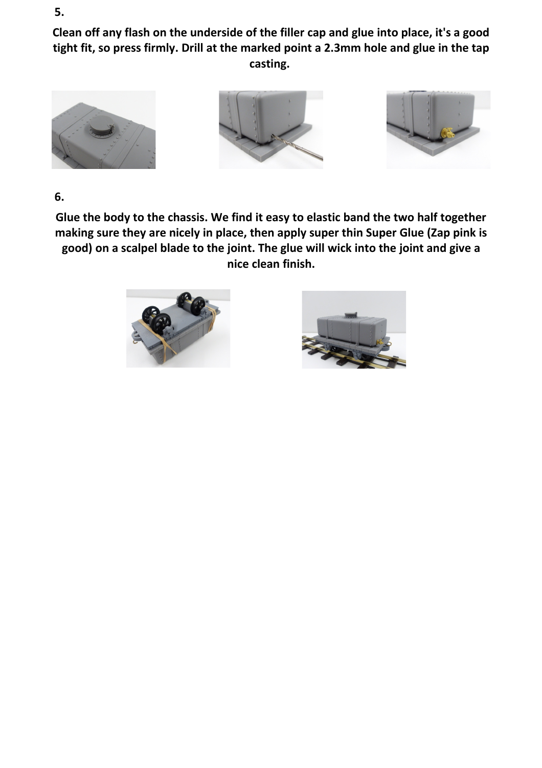**5.**

**Clean off any flash on the underside of the filler cap and glue into place, it's a good tight fit, so press firmly. Drill at the marked point a 2.3mm hole and glue in the tap casting.**

**6.**

**Glue the body to the chassis. We find it easy to elastic band the two half together making sure they are nicely in place, then apply super thin Super Glue (Zap pink is good) on a scalpel blade to the joint. The glue will wick into the joint and give a nice clean finish.**